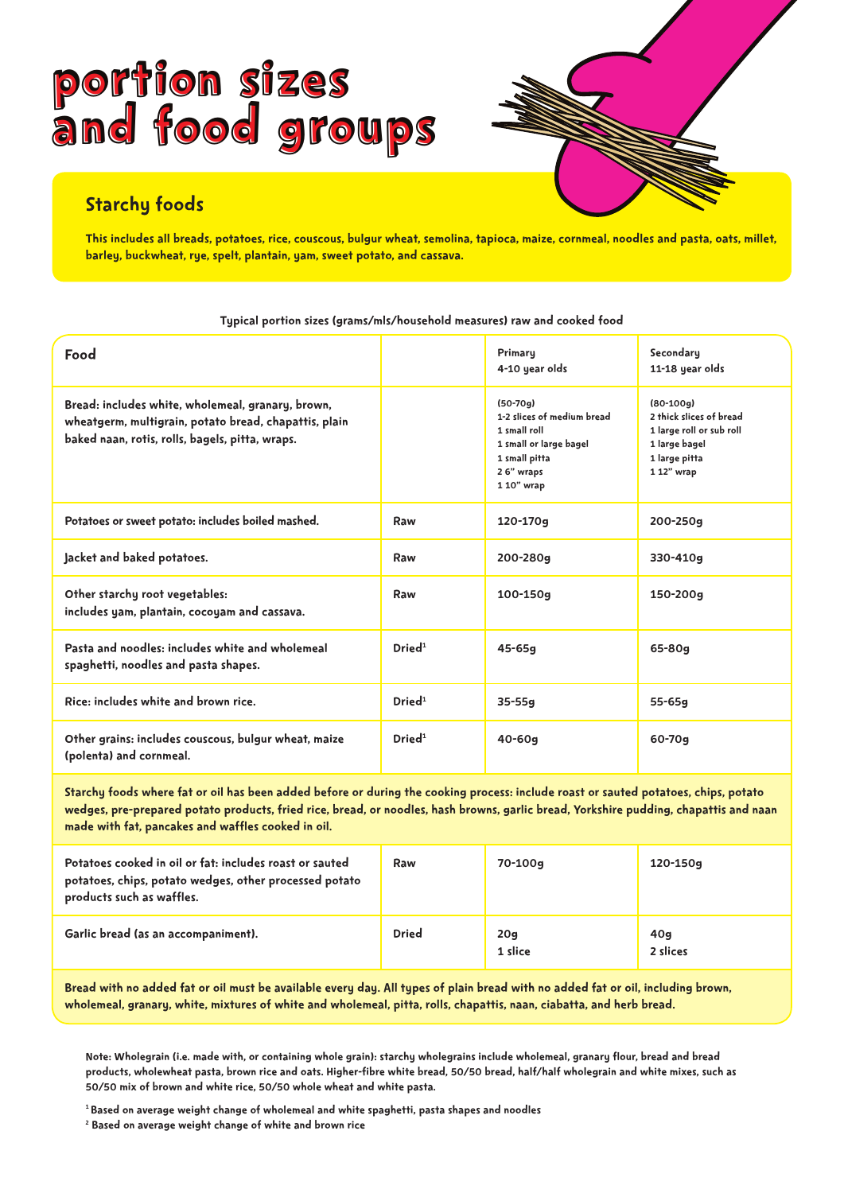# portion sizes and food groups

## Starchy foods

**This includes all breads, potatoes, rice, couscous, bulgur wheat, semolina, tapioca, maize, cornmeal, noodles and pasta, oats, millet, barley, buckwheat, rye, spelt, plantain, yam, sweet potato, and cassava.**

Typical portion sizes (grams/mls/household measures) raw and cooked food

| Food | | Primary 4-10 year olds | Secondary 11-18 year olds |
|---|---|---|---|
| Bread: includes white, wholemeal, granary, brown, wheatgerm, multigrain, potato bread, chapattis, plain baked naan, rotis, rolls, bagels, pitta, wraps. | | (50-70g)<br>1-2 slices of medium bread<br>1 small roll<br>1 small or large bagel<br>1 small pitta<br>2 6" wraps<br>1 10" wrap | (80-100g)<br>2 thick slices of bread<br>1 large roll or sub roll<br>1 large bagel<br>1 large pitta<br>1 12" wrap |
| Potatoes or sweet potato: includes boiled mashed. | Raw | 120-170g | 200-250g |
| Jacket and baked potatoes. | Raw | 200-280g | 330-410g |
| Other starchy root vegetables: includes yam, plantain, cocoyam and cassava. | Raw | 100-150g | 150-200g |
| Pasta and noodles: includes white and wholemeal spaghetti, noodles and pasta shapes. | Dried[1] | 45-65g | 65-80g |
| Rice: includes white and brown rice. | Dried[1] | 35-55g | 55-65g |
| Other grains: includes couscous, bulgur wheat, maize (polenta) and cornmeal. | Dried[1] | 40-60g | 60-70g |
| **Starchy foods where fat or oil has been added before or during the cooking process: include roast or sauted potatoes, chips, potato wedges, pre-prepared potato products, fried rice, bread, or noodles, hash browns, garlic bread, Yorkshire pudding, chapattis and naan made with fat, pancakes and waffles cooked in oil.** | | | |
| Potatoes cooked in oil or fat: includes roast or sauted potatoes, chips, potato wedges, other processed potato products such as waffles. | Raw | 70-100g | 120-150g |
| Garlic bread (as an accompaniment). | Dried | 20g<br>1 slice | 40g<br>2 slices |

**Bread with no added fat or oil must be available every day. All types of plain bread with no added fat or oil, including brown, wholemeal, granary, white, mixtures of white and wholemeal, pitta, rolls, chapattis, naan, ciabatta, and herb bread.**

Note: Wholegrain (i.e. made with, or containing whole grain): starchy wholegrains include wholemeal, granary flour, bread and bread products, wholewheat pasta, brown rice and oats. Higher-fibre white bread, 50/50 bread, half/half wholegrain and white mixes, such as 50/50 mix of brown and white rice, 50/50 whole wheat and white pasta.

[1] Based on average weight change of wholemeal and white spaghetti, pasta shapes and noodles

[2] Based on average weight change of white and brown rice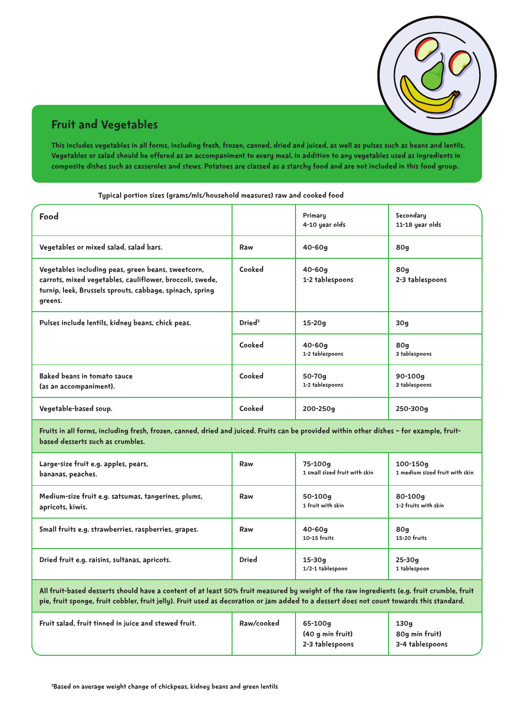## Fruit and Vegetables

**This includes vegetables in all forms, including fresh, frozen, canned, dried and juiced, as well as pulses such as beans and lentils. Vegetables or salad should be offered as an accompaniment to every meal, in addition to any vegetables used as ingredients in composite dishes such as casseroles and stews. Potatoes are classed as a starchy food and are not included in this food group.**

Typical portion sizes (grams/mls/household measures) raw and cooked food

| Food | | Primary 4-10 year olds | Secondary 11-18 year olds |
|---|---|---|---|
| Vegetables or mixed salad, salad bars. | Raw | 40-60g | 80g |
| Vegetables including peas, green beans, sweetcorn, carrots, mixed vegetables, cauliflower, broccoli, swede, turnip, leek, Brussels sprouts, cabbage, spinach, spring greens. | Cooked | 40-60g 1-2 tablespoons | 80g 2-3 tablespoons |
| Pulses include lentils, kidney beans, chick peas. | Dried[3] | 15-20g | 30g |
| | Cooked | 40-60g 1-2 tablespoons | 80g 3 tablespoons |
| Baked beans in tomato sauce (as an accompaniment). | Cooked | 50-70g 1-2 tablespoons | 90-100g 3 tablespoons |
| Vegetable-based soup. | Cooked | 200-250g | 250-300g |
| Fruits in all forms, including fresh, frozen, canned, dried and juiced. Fruits can be provided within other dishes – for example, fruit-based desserts such as crumbles. | | | |
| Large-size fruit e.g. apples, pears, bananas, peaches. | Raw | 75-100g 1 small sized fruit with skin | 100-150g 1 medium sized fruit with skin |
| Medium-size fruit e.g. satsumas, tangerines, plums, apricots, kiwis. | Raw | 50-100g 1 fruit with skin | 80-100g 1-2 fruits with skin |
| Small fruits e.g. strawberries, raspberries, grapes. | Raw | 40-60g 10-15 fruits | 80g 15-20 fruits |
| Dried fruit e.g. raisins, sultanas, apricots. | Dried | 15-30g 1/2-1 tablespoon | 25-30g 1 tablespoon |
| All fruit-based desserts should have a content of at least 50% fruit measured by weight of the raw ingredients (e.g. fruit crumble, fruit pie, fruit sponge, fruit cobbler, fruit jelly). Fruit used as decoration or jam added to a dessert does not count towards this standard. | | | |
| Fruit salad, fruit tinned in juice and stewed fruit. | Raw/cooked | 65-100g (40 g min fruit) 2-3 tablespoons | 130g 80g min fruit) 3-4 tablespoons |

[3]Based on average weight change of chickpeas, kidney beans and green lentils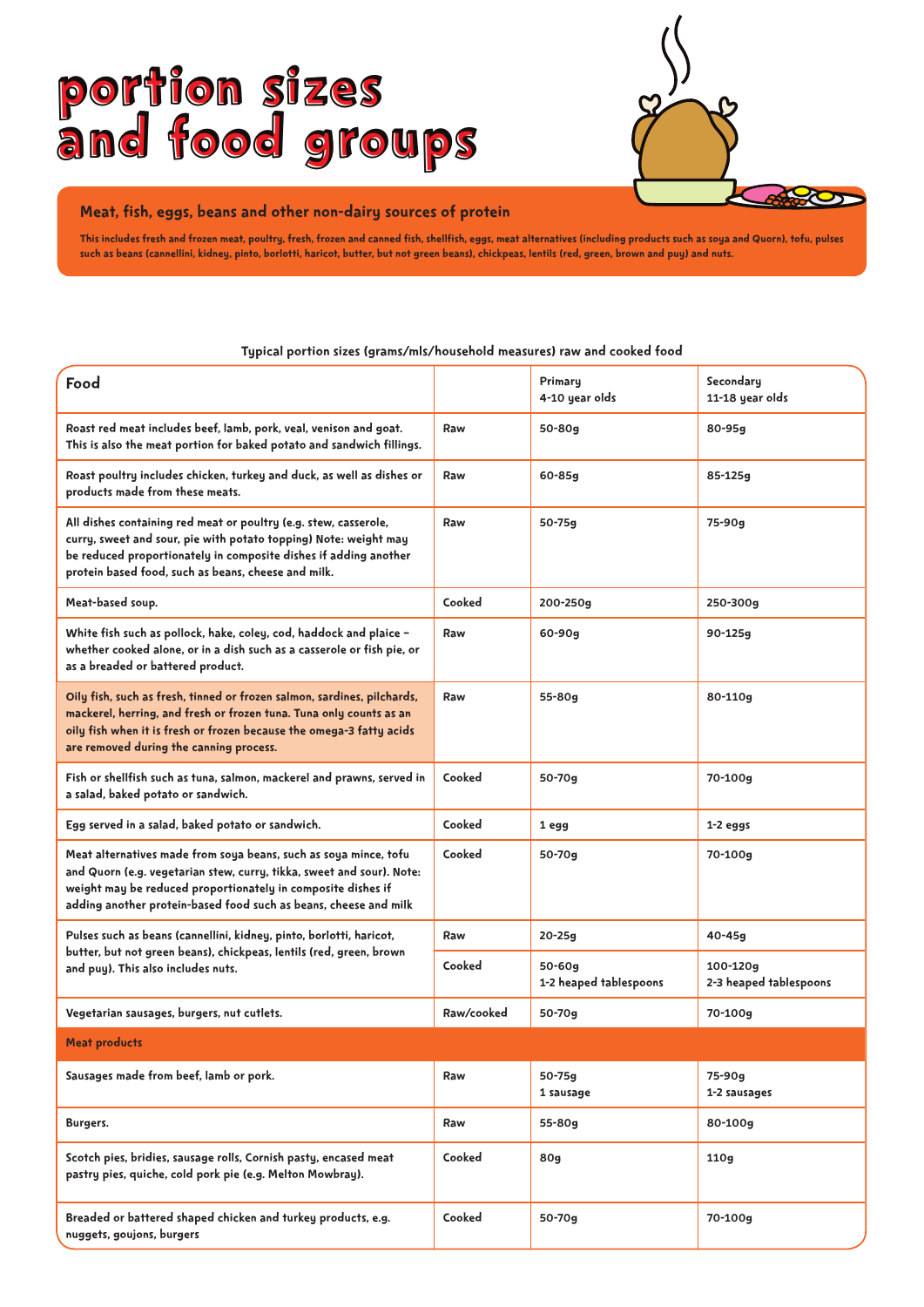# portion sizes and food groups

## Meat, fish, eggs, beans and other non-dairy sources of protein

This includes fresh and frozen meat, poultry, fresh, frozen and canned fish, shellfish, eggs, meat alternatives (including products such as soya and Quorn), tofu, pulses such as beans (cannellini, kidney, pinto, borlotti, haricot, butter, but not green beans), chickpeas, lentils (red, green, brown and puy) and nuts.

Typical portion sizes (grams/mls/household measures) raw and cooked food

| Food | | Primary 4-10 year olds | Secondary 11-18 year olds |
|---|---|---|---|
| Roast red meat includes beef, lamb, pork, veal, venison and goat. This is also the meat portion for baked potato and sandwich fillings. | Raw | 50-80g | 80-95g |
| Roast poultry includes chicken, turkey and duck, as well as dishes or products made from these meats. | Raw | 60-85g | 85-125g |
| All dishes containing red meat or poultry (e.g. stew, casserole, curry, sweet and sour, pie with potato topping) Note: weight may be reduced proportionately in composite dishes if adding another protein based food, such as beans, cheese and milk. | Raw | 50-75g | 75-90g |
| Meat-based soup. | Cooked | 200-250g | 250-300g |
| White fish such as pollock, hake, coley, cod, haddock and plaice – whether cooked alone, or in a dish such as a casserole or fish pie, or as a breaded or battered product. | Raw | 60-90g | 90-125g |
| Oily fish, such as fresh, tinned or frozen salmon, sardines, pilchards, mackerel, herring, and fresh or frozen tuna. Tuna only counts as an oily fish when it is fresh or frozen because the omega-3 fatty acids are removed during the canning process. | Raw | 55-80g | 80-110g |
| Fish or shellfish such as tuna, salmon, mackerel and prawns, served in a salad, baked potato or sandwich. | Cooked | 50-70g | 70-100g |
| Egg served in a salad, baked potato or sandwich. | Cooked | 1 egg | 1-2 eggs |
| Meat alternatives made from soya beans, such as soya mince, tofu and Quorn (e.g. vegetarian stew, curry, tikka, sweet and sour). Note: weight may be reduced proportionately in composite dishes if adding another protein-based food such as beans, cheese and milk | Cooked | 50-70g | 70-100g |
| Pulses such as beans (cannellini, kidney, pinto, borlotti, haricot, butter, but not green beans), chickpeas, lentils (red, green, brown and puy). This also includes nuts. | Raw | 20-25g | 40-45g |
| | Cooked | 50-60g 1-2 heaped tablespoons | 100-120g 2-3 heaped tablespoons |
| Vegetarian sausages, burgers, nut cutlets. | Raw/cooked | 50-70g | 70-100g |
| **Meat products** | | | |
| Sausages made from beef, lamb or pork. | Raw | 50-75g 1 sausage | 75-90g 1-2 sausages |
| Burgers. | Raw | 55-80g | 80-100g |
| Scotch pies, bridies, sausage rolls, Cornish pasty, encased meat pastry pies, quiche, cold pork pie (e.g. Melton Mowbray). | Cooked | 80g | 110g |
| Breaded or battered shaped chicken and turkey products, e.g. nuggets, goujons, burgers | Cooked | 50-70g | 70-100g |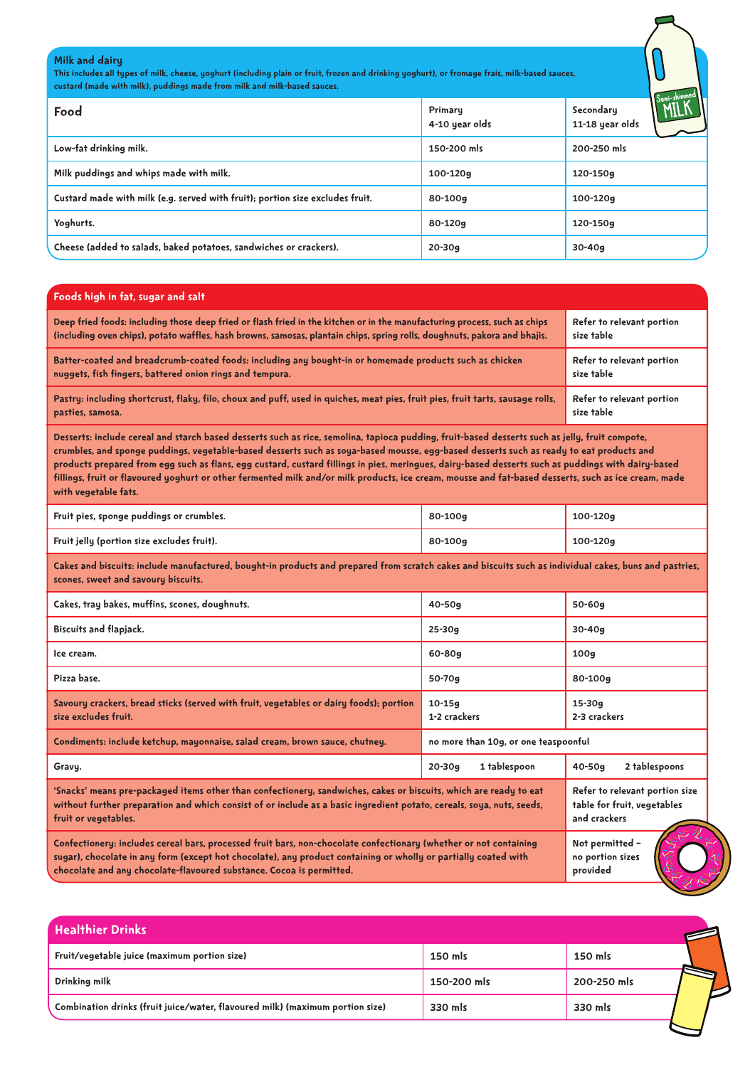## Milk and dairy

This includes all types of milk, cheese, yoghurt (including plain or fruit, frozen and drinking yoghurt), or fromage frais, milk-based sauces, custard (made with milk), puddings made from milk and milk-based sauces.

| Food | Primary 4-10 year olds | Secondary 11-18 year olds |
|---|---|---|
| Low-fat drinking milk. | 150-200 mls | 200-250 mls |
| Milk puddings and whips made with milk. | 100-120g | 120-150g |
| Custard made with milk (e.g. served with fruit); portion size excludes fruit. | 80-100g | 100-120g |
| Yoghurts. | 80-120g | 120-150g |
| Cheese (added to salads, baked potatoes, sandwiches or crackers). | 20-30g | 30-40g |

## Foods high in fat, sugar and salt

| Food | Primary | Secondary |
|---|---|---|
| Deep fried foods: including those deep fried or flash fried in the kitchen or in the manufacturing process, such as chips (including oven chips), potato waffles, hash browns, samosas, plantain chips, spring rolls, doughnuts, pakora and bhajis. | Refer to relevant portion size table | |
| Batter-coated and breadcrumb-coated foods: including any bought-in or homemade products such as chicken nuggets, fish fingers, battered onion rings and tempura. | Refer to relevant portion size table | |
| Pastry: including shortcrust, flaky, filo, choux and puff, used in quiches, meat pies, fruit pies, fruit tarts, sausage rolls, pasties, samosa. | Refer to relevant portion size table | |
| Desserts: include cereal and starch based desserts such as rice, semolina, tapioca pudding, fruit-based desserts such as jelly, fruit compote, crumbles, and sponge puddings, vegetable-based desserts such as soya-based mousse, egg-based desserts such as ready to eat products and products prepared from egg such as flans, egg custard, custard fillings in pies, meringues, dairy-based desserts such as puddings with dairy-based fillings, fruit or flavoured yoghurt or other fermented milk and/or milk products, ice cream, mousse and fat-based desserts, such as ice cream, made with vegetable fats. | | |
| Fruit pies, sponge puddings or crumbles. | 80-100g | 100-120g |
| Fruit jelly (portion size excludes fruit). | 80-100g | 100-120g |
| Cakes and biscuits: include manufactured, bought-in products and prepared from scratch cakes and biscuits such as individual cakes, buns and pastries, scones, sweet and savoury biscuits. | | |
| Cakes, tray bakes, muffins, scones, doughnuts. | 40-50g | 50-60g |
| Biscuits and flapjack. | 25-30g | 30-40g |
| Ice cream. | 60-80g | 100g |
| Pizza base. | 50-70g | 80-100g |
| Savoury crackers, bread sticks (served with fruit, vegetables or dairy foods); portion size excludes fruit. | 10-15g 1-2 crackers | 15-30g 2-3 crackers |
| Condiments: include ketchup, mayonnaise, salad cream, brown sauce, chutney. | no more than 10g, or one teaspoonful | |
| Gravy. | 20-30g 1 tablespoon | 40-50g 2 tablespoons |
| 'Snacks' means pre-packaged items other than confectionery, sandwiches, cakes or biscuits, which are ready to eat without further preparation and which consist of or include as a basic ingredient potato, cereals, soya, nuts, seeds, fruit or vegetables. | Refer to relevant portion size table for fruit, vegetables and crackers | |
| Confectionery: includes cereal bars, processed fruit bars, non-chocolate confectionery (whether or not containing sugar), chocolate in any form (except hot chocolate), any product containing or wholly or partially coated with chocolate and any chocolate-flavoured substance. Cocoa is permitted. | Not permitted – no portion sizes provided | |

## Healthier Drinks

| Drink | Primary | Secondary |
|---|---|---|
| Fruit/vegetable juice (maximum portion size) | 150 mls | 150 mls |
| Drinking milk | 150-200 mls | 200-250 mls |
| Combination drinks (fruit juice/water, flavoured milk) (maximum portion size) | 330 mls | 330 mls |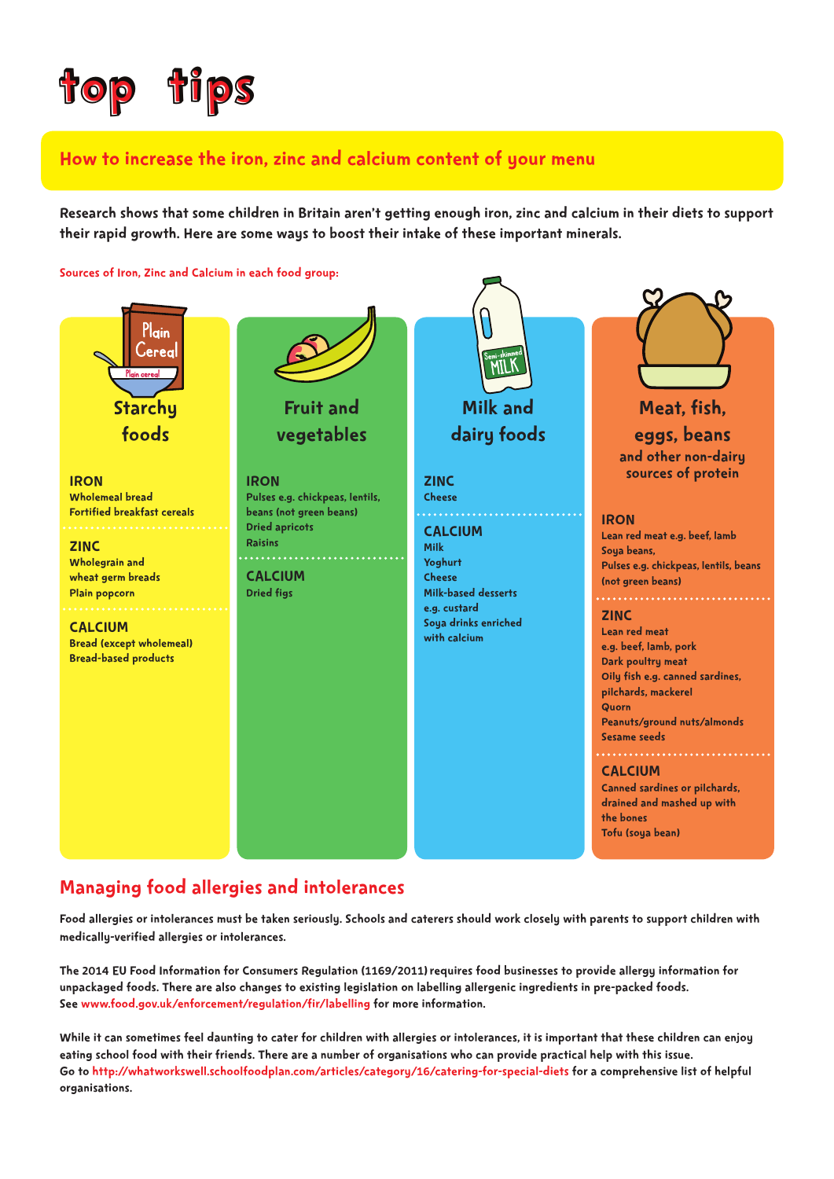# top tips

## How to increase the iron, zinc and calcium content of your menu

**Research shows that some children in Britain aren't getting enough iron, zinc and calcium in their diets to support their rapid growth. Here are some ways to boost their intake of these important minerals.**

Sources of Iron, Zinc and Calcium in each food group:

### Starchy foods

**IRON**
- Wholemeal bread
- Fortified breakfast cereals

**ZINC**
- Wholegrain and wheat germ breads
- Plain popcorn

**CALCIUM**
- Bread (except wholemeal)
- Bread-based products

### Fruit and vegetables

**IRON**
- Pulses e.g. chickpeas, lentils, beans (not green beans)
- Dried apricots
- Raisins

**CALCIUM**
- Dried figs

### Milk and dairy foods

**ZINC**
- Cheese

**CALCIUM**
- Milk
- Yoghurt
- Cheese
- Milk-based desserts e.g. custard
- Soya drinks enriched with calcium

### Meat, fish, eggs, beans and other non-dairy sources of protein

**IRON**
- Lean red meat e.g. beef, lamb
- Soya beans,
- Pulses e.g. chickpeas, lentils, beans (not green beans)

**ZINC**
- Lean red meat e.g. beef, lamb, pork
- Dark poultry meat
- Oily fish e.g. canned sardines, pilchards, mackerel
- Quorn
- Peanuts/ground nuts/almonds
- Sesame seeds

**CALCIUM**
- Canned sardines or pilchards, drained and mashed up with the bones
- Tofu (soya bean)

## Managing food allergies and intolerances

Food allergies or intolerances must be taken seriously. Schools and caterers should work closely with parents to support children with medically-verified allergies or intolerances.

The 2014 EU Food Information for Consumers Regulation (1169/2011) requires food businesses to provide allergy information for unpackaged foods. There are also changes to existing legislation on labelling allergenic ingredients in pre-packed foods. See www.food.gov.uk/enforcement/regulation/fir/labelling for more information.

While it can sometimes feel daunting to cater for children with allergies or intolerances, it is important that these children can enjoy eating school food with their friends. There are a number of organisations who can provide practical help with this issue. Go to http://whatworkswell.schoolfoodplan.com/articles/category/16/catering-for-special-diets for a comprehensive list of helpful organisations.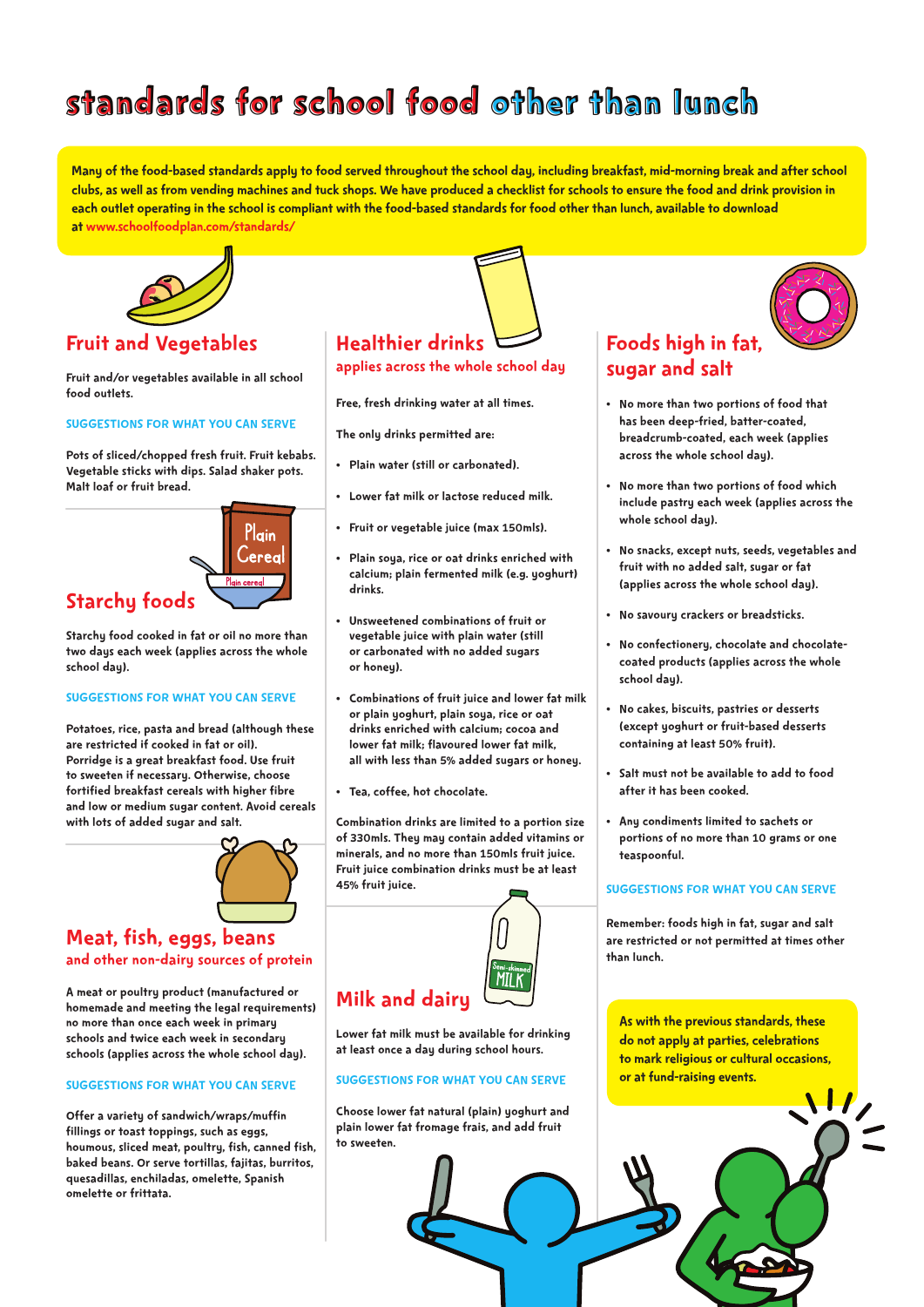# standards for school food other than lunch

**Many of the food-based standards apply to food served throughout the school day, including breakfast, mid-morning break and after school clubs, as well as from vending machines and tuck shops. We have produced a checklist for schools to ensure the food and drink provision in each outlet operating in the school is compliant with the food-based standards for food other than lunch, available to download at www.schoolfoodplan.com/standards/**

## Fruit and Vegetables

Fruit and/or vegetables available in all school food outlets.

SUGGESTIONS FOR WHAT YOU CAN SERVE

Pots of sliced/chopped fresh fruit. Fruit kebabs. Vegetable sticks with dips. Salad shaker pots. Malt loaf or fruit bread.

## Starchy foods

Starchy food cooked in fat or oil no more than two days each week (applies across the whole school day).

SUGGESTIONS FOR WHAT YOU CAN SERVE

Potatoes, rice, pasta and bread (although these are restricted if cooked in fat or oil). Porridge is a great breakfast food. Use fruit to sweeten if necessary. Otherwise, choose fortified breakfast cereals with higher fibre and low or medium sugar content. Avoid cereals with lots of added sugar and salt.

## Meat, fish, eggs, beans

### and other non-dairy sources of protein

A meat or poultry product (manufactured or homemade and meeting the legal requirements) no more than once each week in primary schools and twice each week in secondary schools (applies across the whole school day).

SUGGESTIONS FOR WHAT YOU CAN SERVE

Offer a variety of sandwich/wraps/muffin fillings or toast toppings, such as eggs, houmous, sliced meat, poultry, fish, canned fish, baked beans. Or serve tortillas, fajitas, burritos, quesadillas, enchiladas, omelette, Spanish omelette or frittata.

## Healthier drinks

### applies across the whole school day

Free, fresh drinking water at all times.

The only drinks permitted are:

- Plain water (still or carbonated).
- Lower fat milk or lactose reduced milk.
- Fruit or vegetable juice (max 150mls).
- Plain soya, rice or oat drinks enriched with calcium; plain fermented milk (e.g. yoghurt) drinks.
- Unsweetened combinations of fruit or vegetable juice with plain water (still or carbonated with no added sugars or honey).
- Combinations of fruit juice and lower fat milk or plain yoghurt, plain soya, rice or oat drinks enriched with calcium; cocoa and lower fat milk; flavoured lower fat milk, all with less than 5% added sugars or honey.
- Tea, coffee, hot chocolate.

Combination drinks are limited to a portion size of 330mls. They may contain added vitamins or minerals, and no more than 150mls fruit juice. Fruit juice combination drinks must be at least 45% fruit juice.

## Milk and dairy

Lower fat milk must be available for drinking at least once a day during school hours.

SUGGESTIONS FOR WHAT YOU CAN SERVE

Choose lower fat natural (plain) yoghurt and plain lower fat fromage frais, and add fruit to sweeten.

## Foods high in fat, sugar and salt

- No more than two portions of food that has been deep-fried, batter-coated, breadcrumb-coated, each week (applies across the whole school day).
- No more than two portions of food which include pastry each week (applies across the whole school day).
- No snacks, except nuts, seeds, vegetables and fruit with no added salt, sugar or fat (applies across the whole school day).
- No savoury crackers or breadsticks.
- No confectionery, chocolate and chocolate-coated products (applies across the whole school day).
- No cakes, biscuits, pastries or desserts (except yoghurt or fruit-based desserts containing at least 50% fruit).
- Salt must not be available to add to food after it has been cooked.
- Any condiments limited to sachets or portions of no more than 10 grams or one teaspoonful.

SUGGESTIONS FOR WHAT YOU CAN SERVE

Remember: foods high in fat, sugar and salt are restricted or not permitted at times other than lunch.

**As with the previous standards, these do not apply at parties, celebrations to mark religious or cultural occasions, or at fund-raising events.**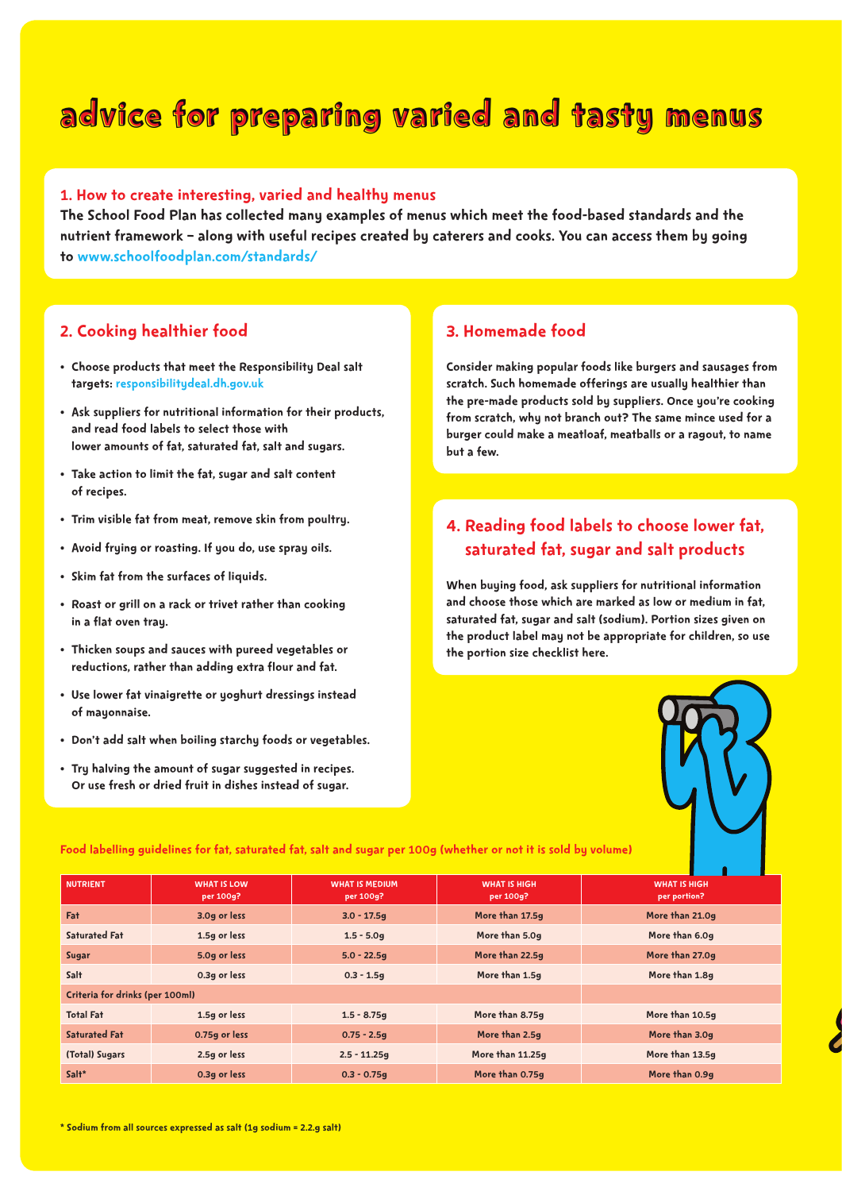# advice for preparing varied and tasty menus

## 1. How to create interesting, varied and healthy menus

The School Food Plan has collected many examples of menus which meet the food-based standards and the nutrient framework – along with useful recipes created by caterers and cooks. You can access them by going to www.schoolfoodplan.com/standards/

## 2. Cooking healthier food

- Choose products that meet the Responsibility Deal salt targets: responsibilitydeal.dh.gov.uk
- Ask suppliers for nutritional information for their products, and read food labels to select those with lower amounts of fat, saturated fat, salt and sugars.
- Take action to limit the fat, sugar and salt content of recipes.
- Trim visible fat from meat, remove skin from poultry.
- Avoid frying or roasting. If you do, use spray oils.
- Skim fat from the surfaces of liquids.
- Roast or grill on a rack or trivet rather than cooking in a flat oven tray.
- Thicken soups and sauces with pureed vegetables or reductions, rather than adding extra flour and fat.
- Use lower fat vinaigrette or yoghurt dressings instead of mayonnaise.
- Don't add salt when boiling starchy foods or vegetables.
- Try halving the amount of sugar suggested in recipes. Or use fresh or dried fruit in dishes instead of sugar.

## 3. Homemade food

Consider making popular foods like burgers and sausages from scratch. Such homemade offerings are usually healthier than the pre-made products sold by suppliers. Once you're cooking from scratch, why not branch out? The same mince used for a burger could make a meatloaf, meatballs or a ragout, to name but a few.

## 4. Reading food labels to choose lower fat, saturated fat, sugar and salt products

When buying food, ask suppliers for nutritional information and choose those which are marked as low or medium in fat, saturated fat, sugar and salt (sodium). Portion sizes given on the product label may not be appropriate for children, so use the portion size checklist here.

**Food labelling guidelines for fat, saturated fat, salt and sugar per 100g (whether or not it is sold by volume)**

| NUTRIENT | WHAT IS LOW per 100g? | WHAT IS MEDIUM per 100g? | WHAT IS HIGH per 100g? | WHAT IS HIGH per portion? |
|---|---|---|---|---|
| Fat | 3.0g or less | 3.0 - 17.5g | More than 17.5g | More than 21.0g |
| Saturated Fat | 1.5g or less | 1.5 - 5.0g | More than 5.0g | More than 6.0g |
| Sugar | 5.0g or less | 5.0 - 22.5g | More than 22.5g | More than 27.0g |
| Salt | 0.3g or less | 0.3 - 1.5g | More than 1.5g | More than 1.8g |
| Criteria for drinks (per 100ml) | | | | |
| Total Fat | 1.5g or less | 1.5 - 8.75g | More than 8.75g | More than 10.5g |
| Saturated Fat | 0.75g or less | 0.75 - 2.5g | More than 2.5g | More than 3.0g |
| (Total) Sugars | 2.5g or less | 2.5 - 11.25g | More than 11.25g | More than 13.5g |
| Salt* | 0.3g or less | 0.3 - 0.75g | More than 0.75g | More than 0.9g |

\* Sodium from all sources expressed as salt (1g sodium = 2.2g salt)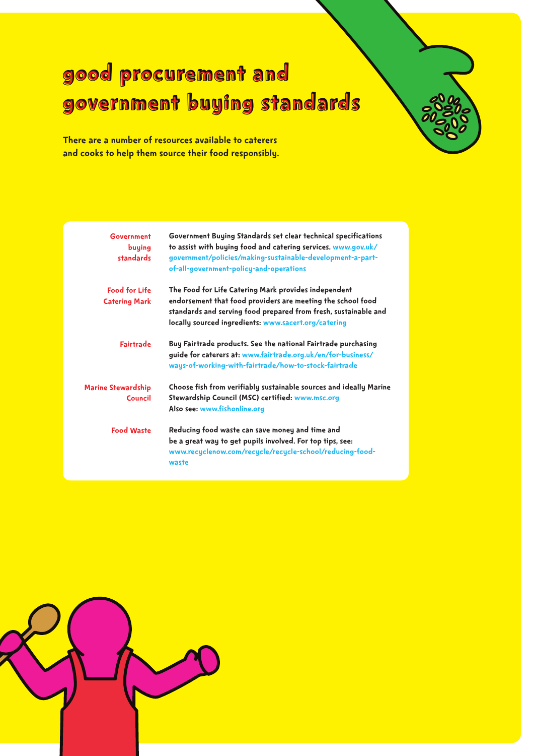# good procurement and government buying standards

**There are a number of resources available to caterers and cooks to help them source their food responsibly.**

| | |
|---|---|
| **Government buying standards** | Government Buying Standards set clear technical specifications to assist with buying food and catering services. www.gov.uk/government/policies/making-sustainable-development-a-part-of-all-government-policy-and-operations |
| **Food for Life Catering Mark** | The Food for Life Catering Mark provides independent endorsement that food providers are meeting the school food standards and serving food prepared from fresh, sustainable and locally sourced ingredients: www.sacert.org/catering |
| **Fairtrade** | Buy Fairtrade products. See the national Fairtrade purchasing guide for caterers at: www.fairtrade.org.uk/en/for-business/ways-of-working-with-fairtrade/how-to-stock-fairtrade |
| **Marine Stewardship Council** | Choose fish from verifiably sustainable sources and ideally Marine Stewardship Council (MSC) certified: www.msc.org Also see: www.fishonline.org |
| **Food Waste** | Reducing food waste can save money and time and be a great way to get pupils involved. For top tips, see: www.recyclenow.com/recycle/recycle-school/reducing-food-waste |